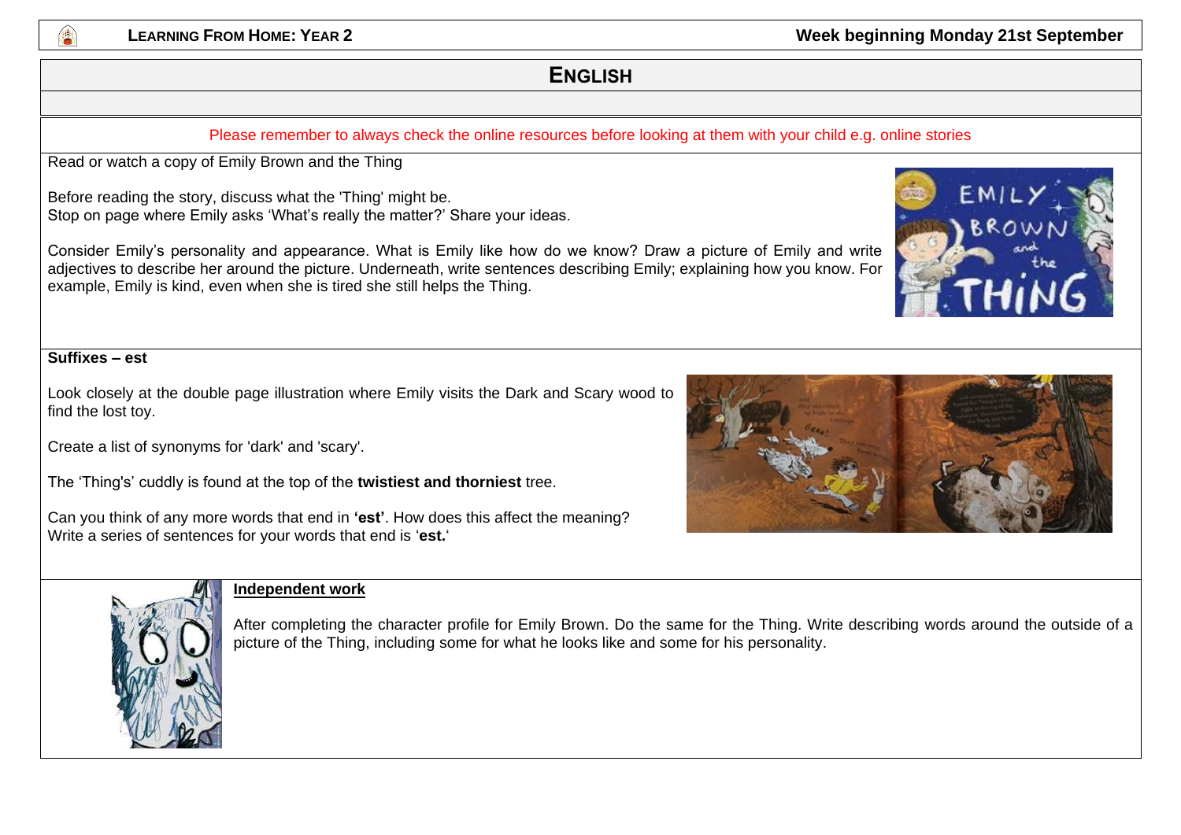## ENGLISH

Please remember to always check the online resources before looking at them with your child e.g. online stories

Read or watch a copy of Emily Brown and the Thing

Before reading the story, discuss what the 'Thing' might be.
Stop on page where Emily asks 'What's really the matter?' Share your ideas.

Consider Emily's personality and appearance. What is Emily like how do we know? Draw a picture of Emily and write adjectives to describe her around the picture. Underneath, write sentences describing Emily; explaining how you know. For example, Emily is kind, even when she is tired she still helps the Thing.

**Suffixes – est**

Look closely at the double page illustration where Emily visits the Dark and Scary wood to find the lost toy.

Create a list of synonyms for 'dark' and 'scary'.

The 'Thing's' cuddly is found at the top of the **twistiest and thorniest** tree.

Can you think of any more words that end in **'est'**. How does this affect the meaning?
Write a series of sentences for your words that end is '**est.**'

**Independent work**

After completing the character profile for Emily Brown. Do the same for the Thing. Write describing words around the outside of a picture of the Thing, including some for what he looks like and some for his personality.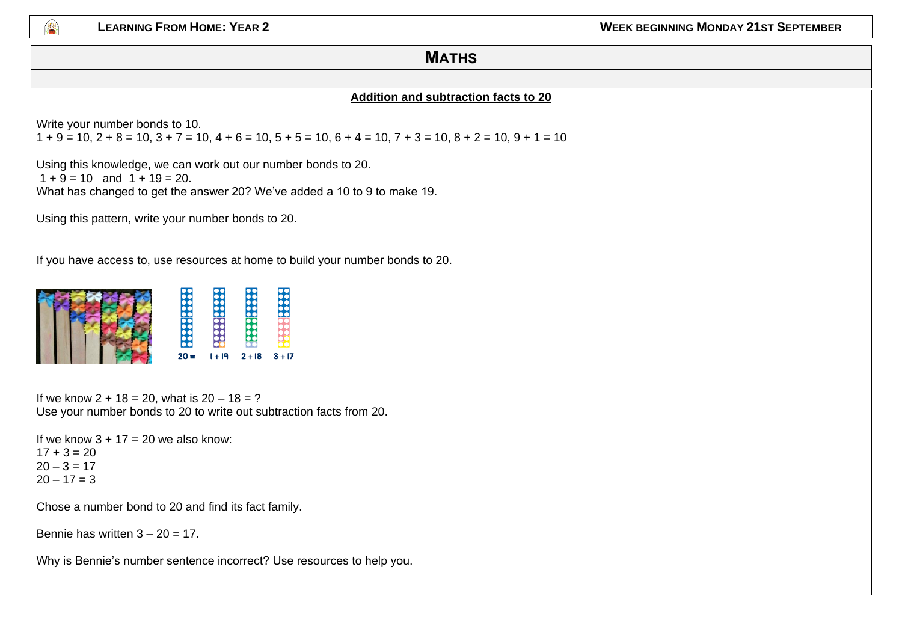# Maths

## Addition and subtraction facts to 20

Write your number bonds to 10.

1 + 9 = 10, 2 + 8 = 10, 3 + 7 = 10, 4 + 6 = 10, 5 + 5 = 10, 6 + 4 = 10, 7 + 3 = 10, 8 + 2 = 10, 9 + 1 = 10

Using this knowledge, we can work out our number bonds to 20.

1 + 9 = 10 and 1 + 19 = 20.

What has changed to get the answer 20? We've added a 10 to 9 to make 19.

Using this pattern, write your number bonds to 20.

If you have access to, use resources at home to build your number bonds to 20.

20 = 1 + 19 2 + 18 3 + 17

If we know 2 + 18 = 20, what is 20 – 18 = ?

Use your number bonds to 20 to write out subtraction facts from 20.

If we know 3 + 17 = 20 we also know:

17 + 3 = 20

20 – 3 = 17

20 – 17 = 3

Chose a number bond to 20 and find its fact family.

Bennie has written 3 – 20 = 17.

Why is Bennie's number sentence incorrect? Use resources to help you.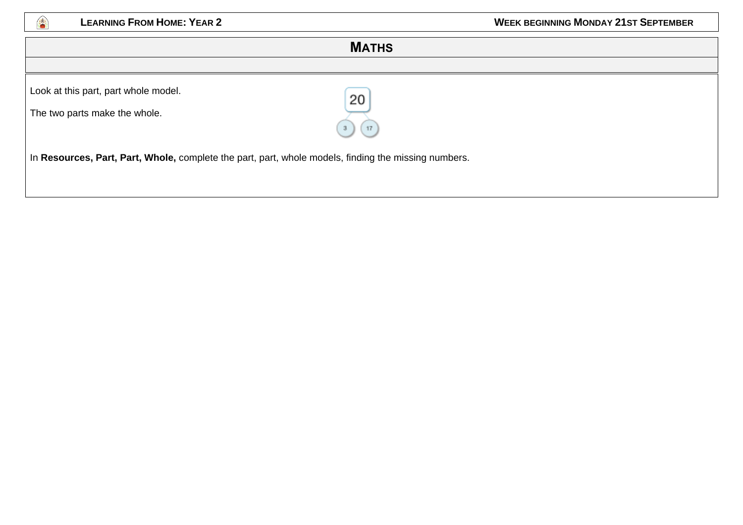# MATHS

Look at this part, part whole model.

The two parts make the whole.

20

3 17

In **Resources, Part, Part, Whole,** complete the part, part, whole models, finding the missing numbers.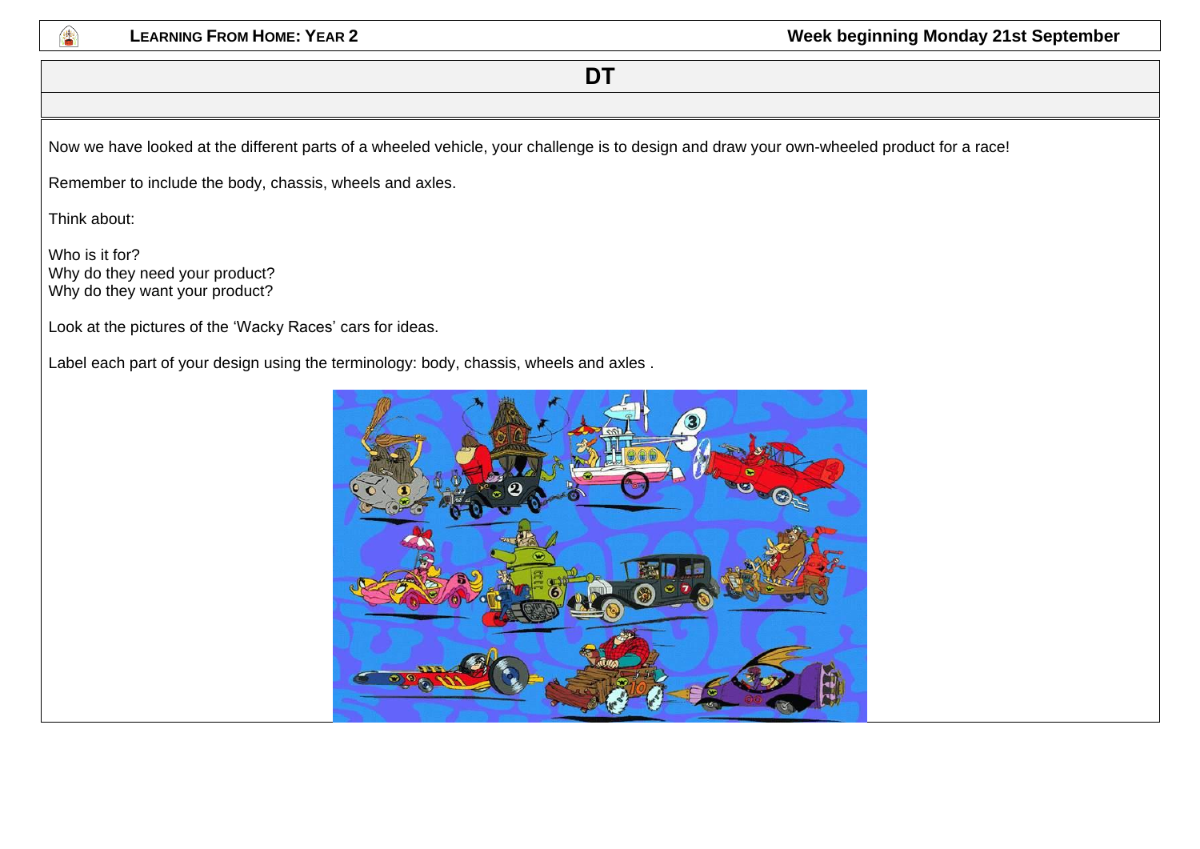## DT

Now we have looked at the different parts of a wheeled vehicle, your challenge is to design and draw your own-wheeled product for a race!

Remember to include the body, chassis, wheels and axles.

Think about:

Who is it for?
Why do they need your product?
Why do they want your product?

Look at the pictures of the 'Wacky Races' cars for ideas.

Label each part of your design using the terminology: body, chassis, wheels and axles .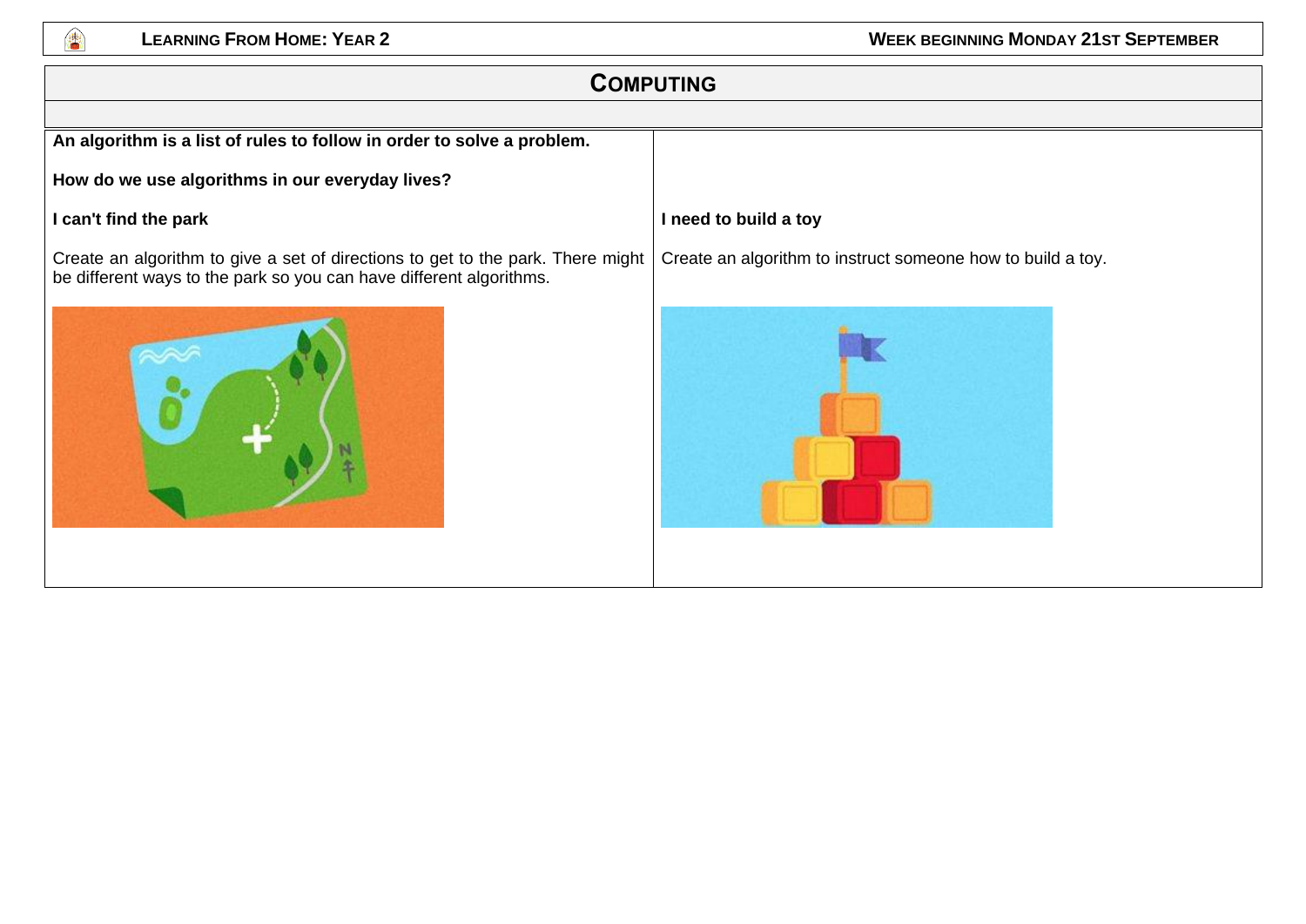# COMPUTING

**An algorithm is a list of rules to follow in order to solve a problem.**

**How do we use algorithms in our everyday lives?**

**I can't find the park**

Create an algorithm to give a set of directions to get to the park. There might be different ways to the park so you can have different algorithms.

**I need to build a toy**

Create an algorithm to instruct someone how to build a toy.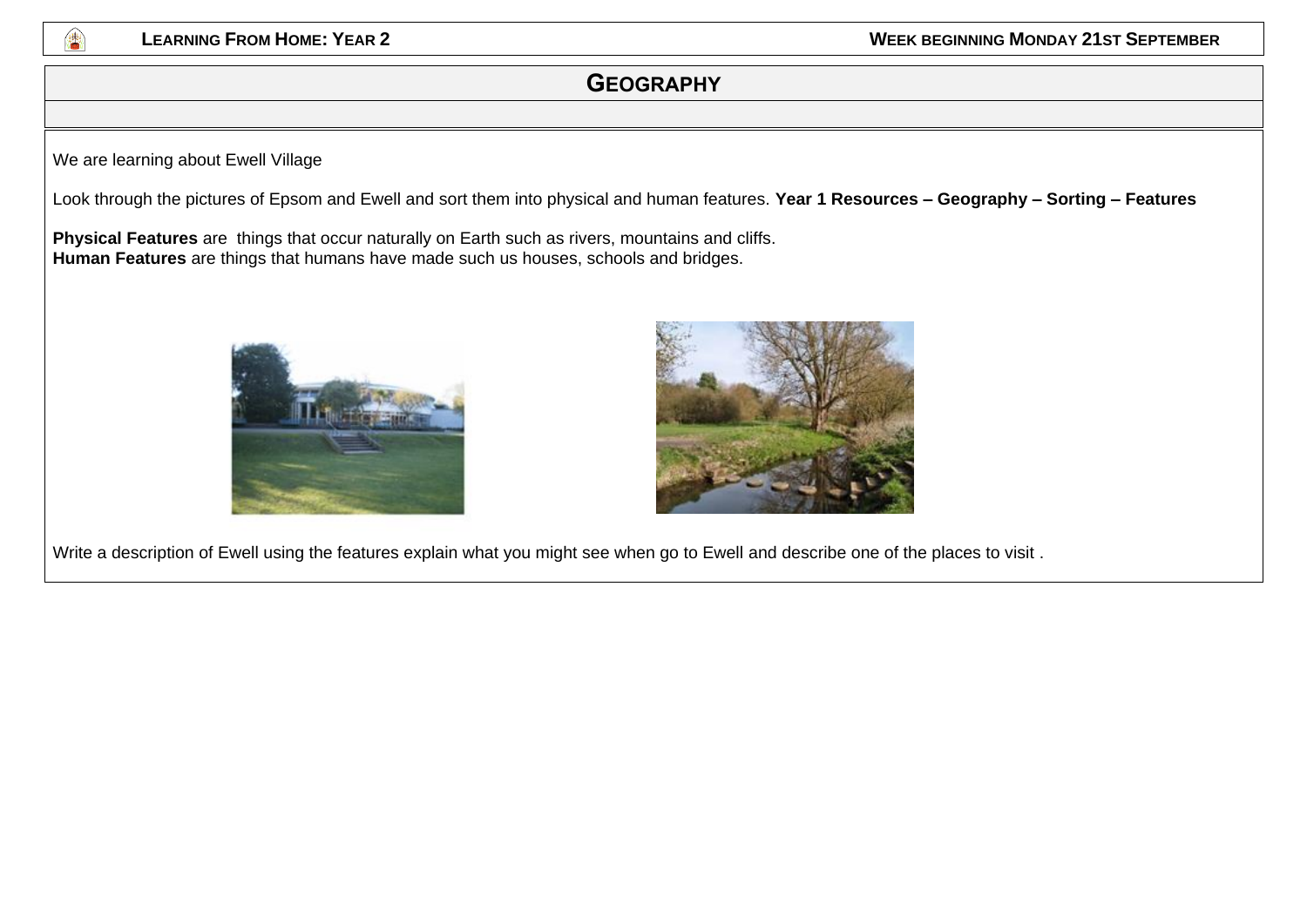## Geography

We are learning about Ewell Village

Look through the pictures of Epsom and Ewell and sort them into physical and human features. **Year 1 Resources – Geography – Sorting – Features**

**Physical Features** are things that occur naturally on Earth such as rivers, mountains and cliffs.
**Human Features** are things that humans have made such us houses, schools and bridges.

Write a description of Ewell using the features explain what you might see when go to Ewell and describe one of the places to visit .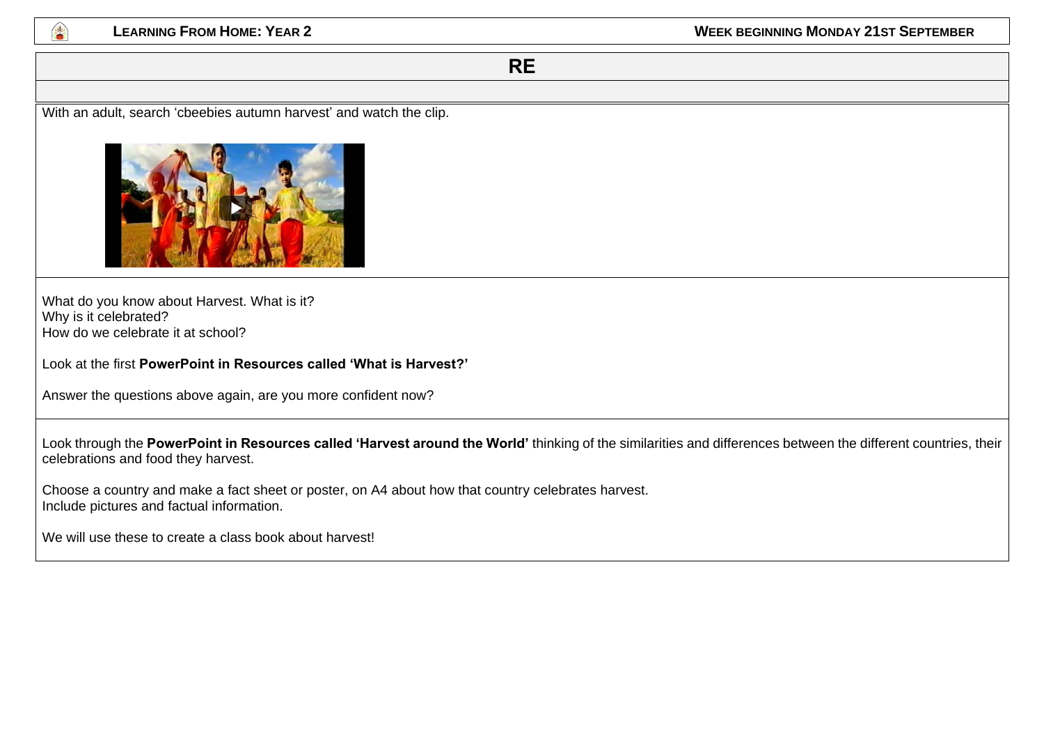# RE

With an adult, search 'cbeebies autumn harvest' and watch the clip.

What do you know about Harvest. What is it?
Why is it celebrated?
How do we celebrate it at school?

Look at the first **PowerPoint in Resources called 'What is Harvest?'**

Answer the questions above again, are you more confident now?

Look through the **PowerPoint in Resources called 'Harvest around the World'** thinking of the similarities and differences between the different countries, their celebrations and food they harvest.

Choose a country and make a fact sheet or poster, on A4 about how that country celebrates harvest.
Include pictures and factual information.

We will use these to create a class book about harvest!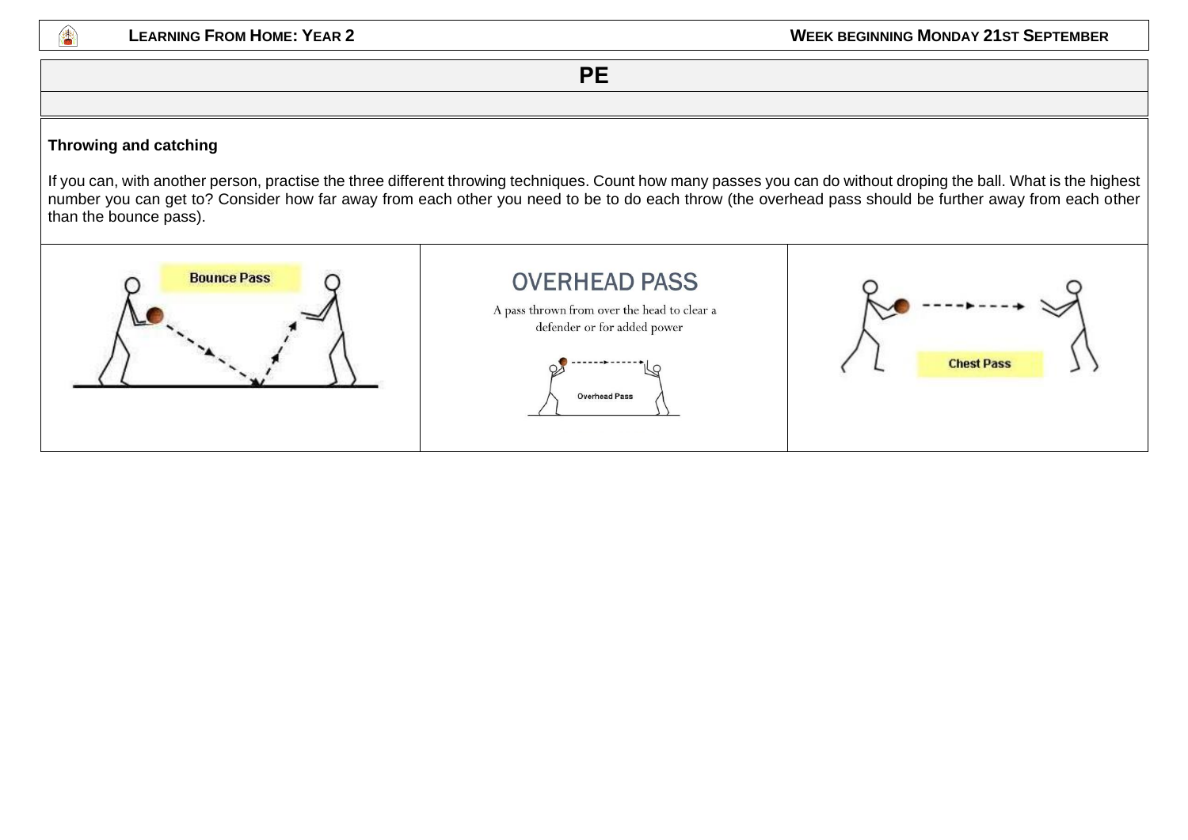# PE

### Throwing and catching

If you can, with another person, practise the three different throwing techniques. Count how many passes you can do without droping the ball. What is the highest number you can get to? Consider how far away from each other you need to be to do each throw (the overhead pass should be further away from each other than the bounce pass).

| Bounce Pass | OVERHEAD PASS<br>A pass thrown from over the head to clear a defender or for added power<br>Overhead Pass | Chest Pass |
|---|---|---|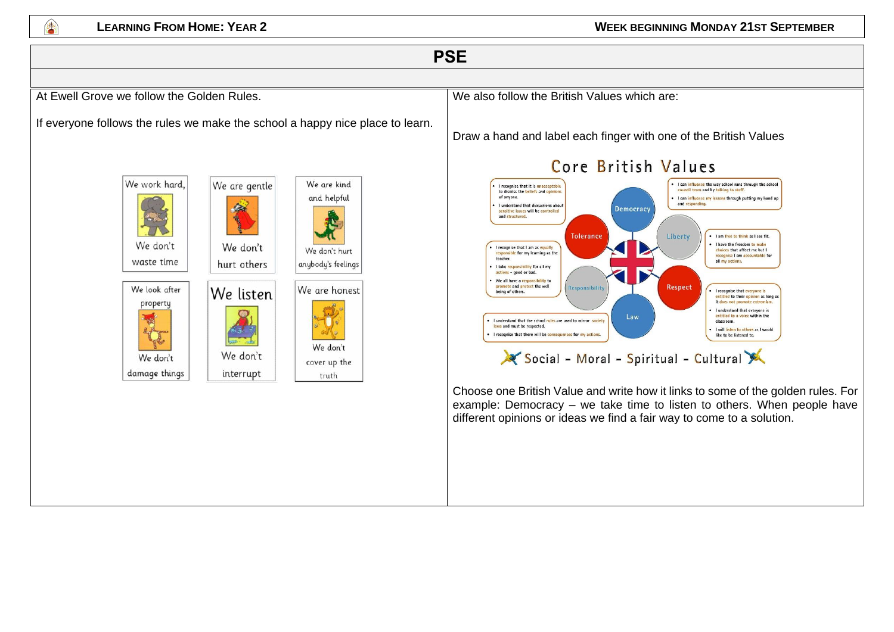# PSE

At Ewell Grove we follow the Golden Rules.

If everyone follows the rules we make the school a happy nice place to learn.

| | | |
|---|---|---|
| We work hard, We don't waste time | We are gentle We don't hurt others | We are kind and helpful We don't hurt anybody's feelings |
| We look after property We don't damage things | We listen We don't interrupt | We are honest We don't cover up the truth |

We also follow the British Values which are:

Draw a hand and label each finger with one of the British Values

## Core British Values

**Tolerance**
- I recognise that it is unacceptable to dismiss the beliefs and opinions of anyone.
- I understand that discussions about sensitive issues will be controlled and structured.

**Democracy**
- I can influence the way school runs through the school council team and by talking to staff.
- I can influence my lessons through putting my hand up and responding.

**Liberty**
- I am free to think as I see fit.
- I have the freedom to make choices that affect me but I recognise I am accountable for all my actions.

**Responsibility**
- I recognise that I am as equally responsible for my learning as the teacher.
- I take responsibility for all my actions – good or bad.
- We all have a responsibility to promote and protect the well being of others.

**Respect**
- I recognise that everyone is entitled to their opinion as long as it does not promote extremism.
- I understand that everyone is entitled to a voice within the classroom.
- I will listen to others as I would like to be listened to.

**Law**
- I understand that the school rules are used to mirror society laws and must be respected.
- I recognise that there will be consequences for my actions.

Social - Moral - Spiritual - Cultural

Choose one British Value and write how it links to some of the golden rules. For example: Democracy – we take time to listen to others. When people have different opinions or ideas we find a fair way to come to a solution.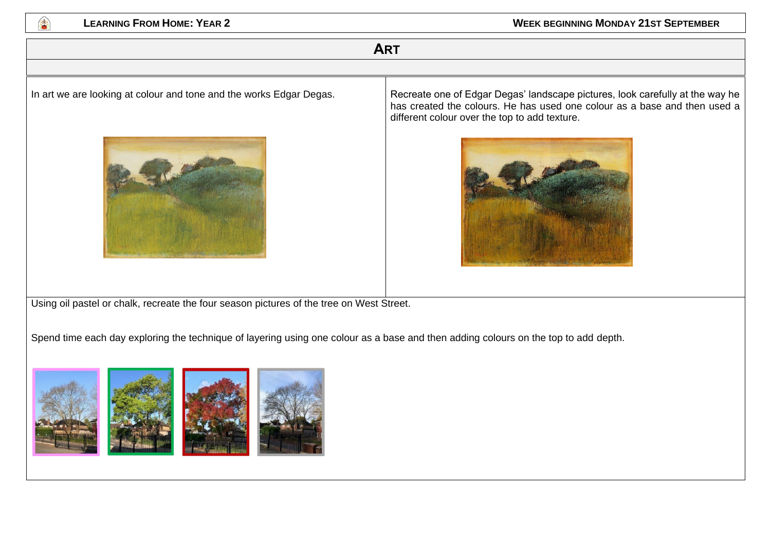# ART

In art we are looking at colour and tone and the works Edgar Degas.

Recreate one of Edgar Degas' landscape pictures, look carefully at the way he has created the colours. He has used one colour as a base and then used a different colour over the top to add texture.

Using oil pastel or chalk, recreate the four season pictures of the tree on West Street.

Spend time each day exploring the technique of layering using one colour as a base and then adding colours on the top to add depth.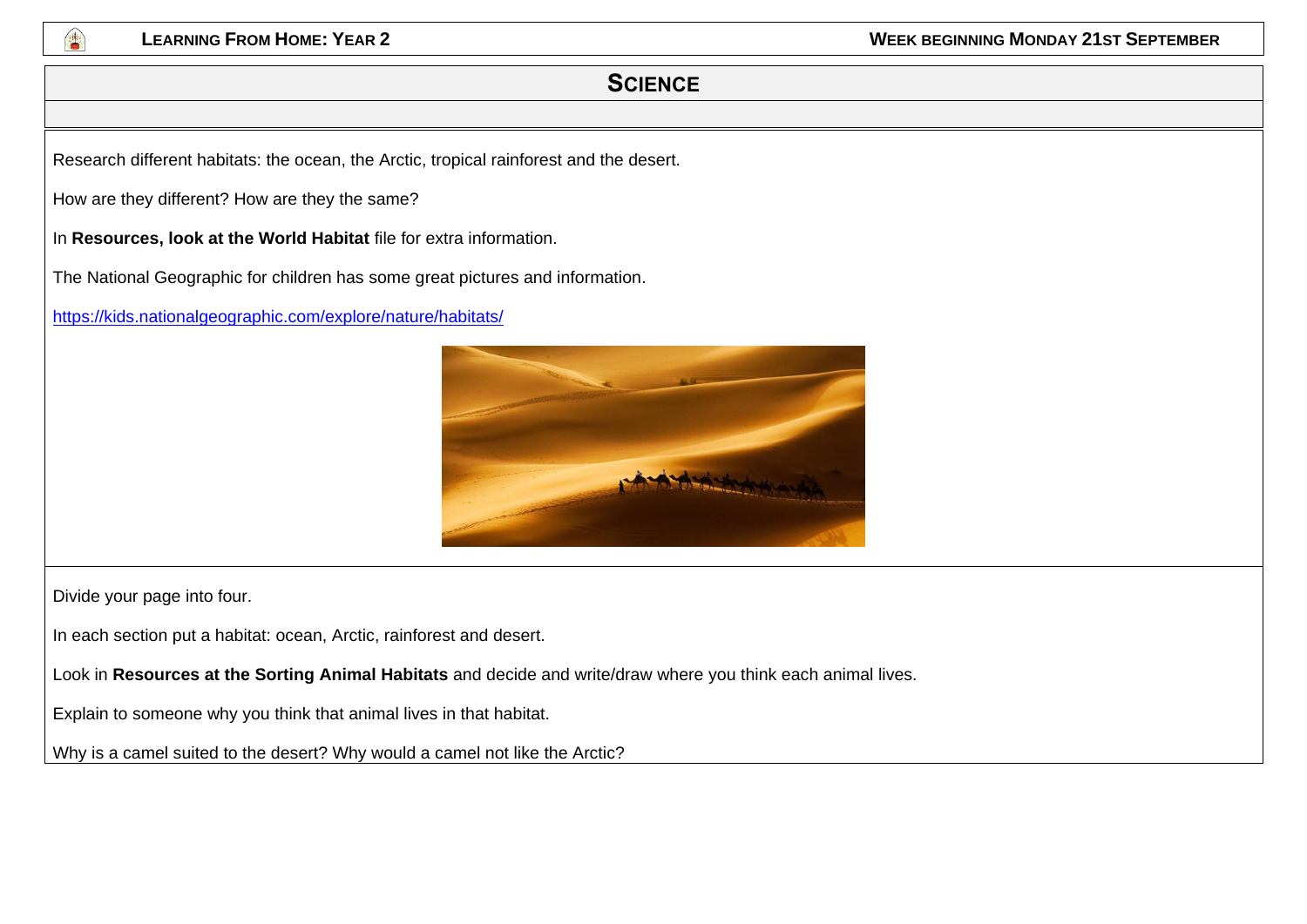# Science

Research different habitats: the ocean, the Arctic, tropical rainforest and the desert.

How are they different? How are they the same?

In **Resources, look at the World Habitat** file for extra information.

The National Geographic for children has some great pictures and information.

https://kids.nationalgeographic.com/explore/nature/habitats/

Divide your page into four.

In each section put a habitat: ocean, Arctic, rainforest and desert.

Look in **Resources at the Sorting Animal Habitats** and decide and write/draw where you think each animal lives.

Explain to someone why you think that animal lives in that habitat.

Why is a camel suited to the desert? Why would a camel not like the Arctic?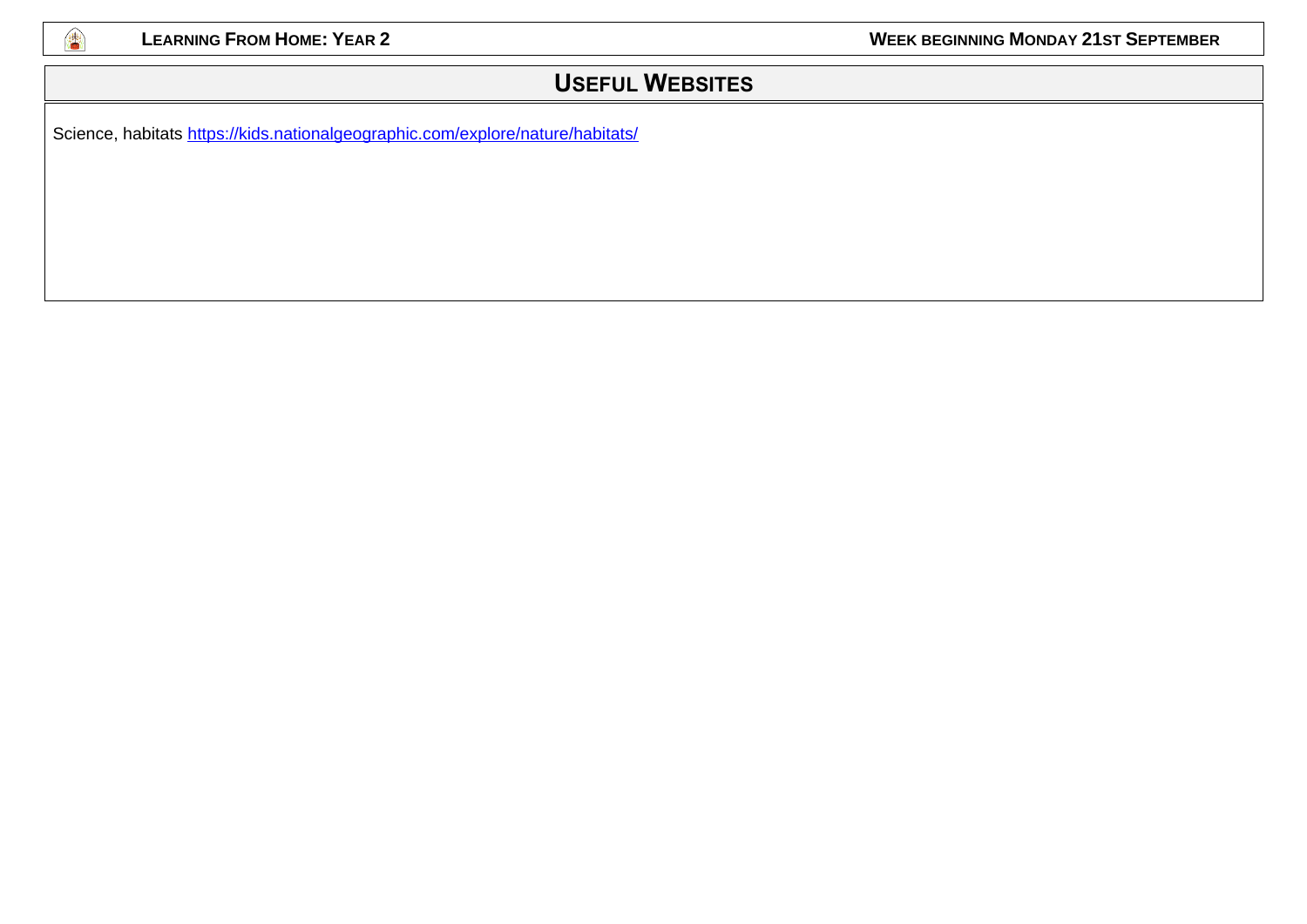## USEFUL WEBSITES

Science, habitats https://kids.nationalgeographic.com/explore/nature/habitats/